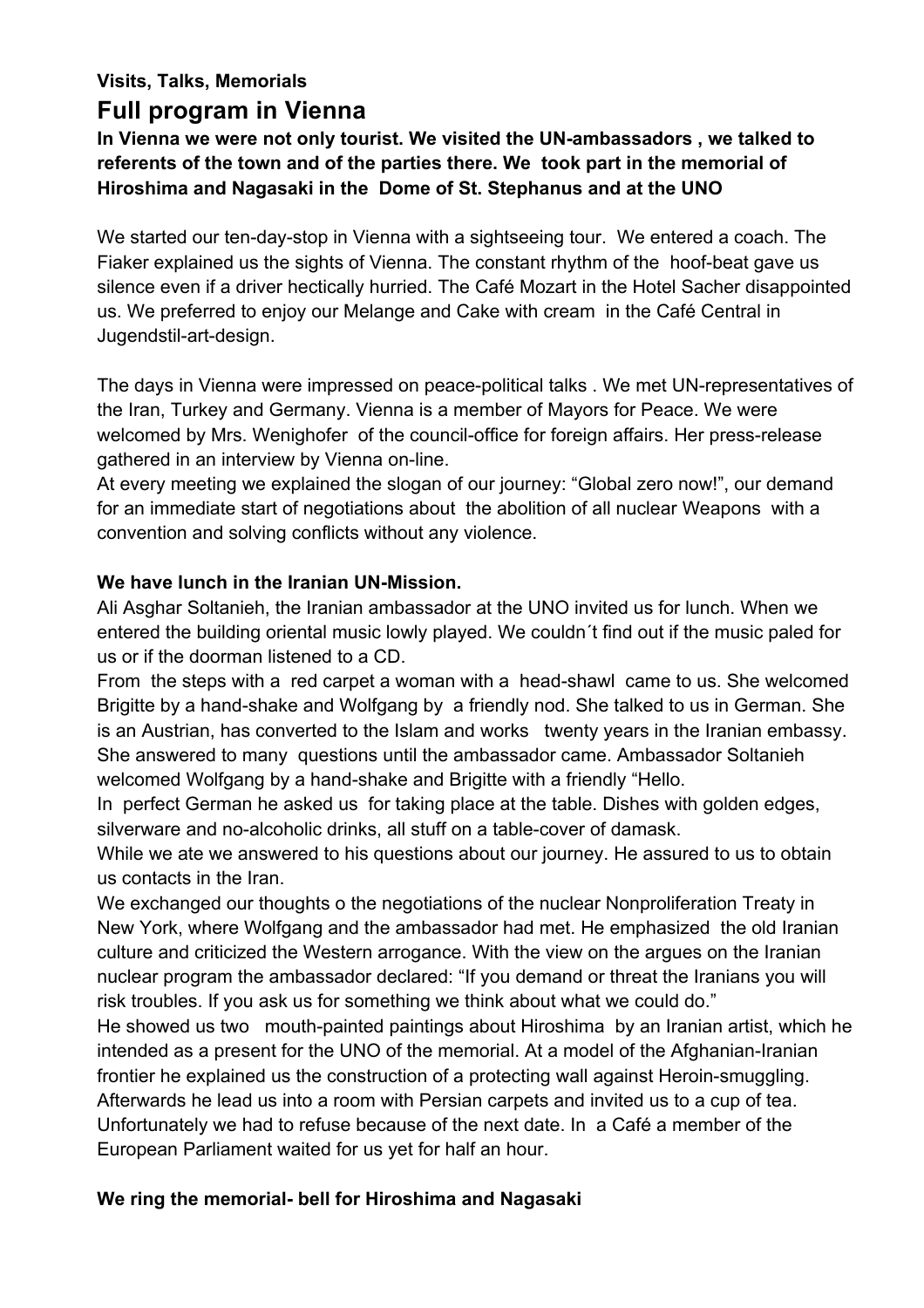**Visits, Talks, Memorials**

# Full program in Vienna

**In Vienna we were not only tourist. We visited the UN-ambassadors , we talked to referents of the town and of the parties there. We took part in the memorial of Hiroshima and Nagasaki in the Dome of St. Stephanus and at the UNO**

We started our ten-day-stop in Vienna with a sightseeing tour. We entered a coach. The Fiaker explained us the sights of Vienna. The constant rhythm of the hoof-beat gave us silence even if a driver hectically hurried. The Café Mozart in the Hotel Sacher disappointed us. We preferred to enjoy our Melange and Cake with cream in the Café Central in Jugendstil-art-design.

The days in Vienna were impressed on peace-political talks . We met UN-representatives of the Iran, Turkey and Germany. Vienna is a member of Mayors for Peace. We were welcomed by Mrs. Wenighofer of the council-office for foreign affairs. Her press-release gathered in an interview by Vienna on-line.

At every meeting we explained the slogan of our journey: “Global zero now!”, our demand for an immediate start of negotiations about the abolition of all nuclear Weapons with a convention and solving conflicts without any violence.

### We have lunch in the Iranian UN-Mission.

Ali Asghar Soltanieh, the Iranian ambassador at the UNO invited us for lunch. When we entered the building oriental music lowly played. We couldn´t find out if the music paled for us or if the doorman listened to a CD.

From the steps with a red carpet a woman with a head-shawl came to us. She welcomed Brigitte by a hand-shake and Wolfgang by a friendly nod. She talked to us in German. She is an Austrian, has converted to the Islam and works twenty years in the Iranian embassy. She answered to many questions until the ambassador came. Ambassador Soltanieh welcomed Wolfgang by a hand-shake and Brigitte with a friendly “Hello.

In perfect German he asked us for taking place at the table. Dishes with golden edges, silverware and no-alcoholic drinks, all stuff on a table-cover of damask.

While we ate we answered to his questions about our journey. He assured to us to obtain us contacts in the Iran.

We exchanged our thoughts o the negotiations of the nuclear Nonproliferation Treaty in New York, where Wolfgang and the ambassador had met. He emphasized the old Iranian culture and criticized the Western arrogance. With the view on the argues on the Iranian nuclear program the ambassador declared: “If you demand or threat the Iranians you will risk troubles. If you ask us for something we think about what we could do.”

He showed us two mouth-painted paintings about Hiroshima by an Iranian artist, which he intended as a present for the UNO of the memorial. At a model of the Afghanian-Iranian frontier he explained us the construction of a protecting wall against Heroin-smuggling.

Afterwards he lead us into a room with Persian carpets and invited us to a cup of tea. Unfortunately we had to refuse because of the next date. In a Café a member of the European Parliament waited for us yet for half an hour.

### We ring the memorial- bell for Hiroshima and Nagasaki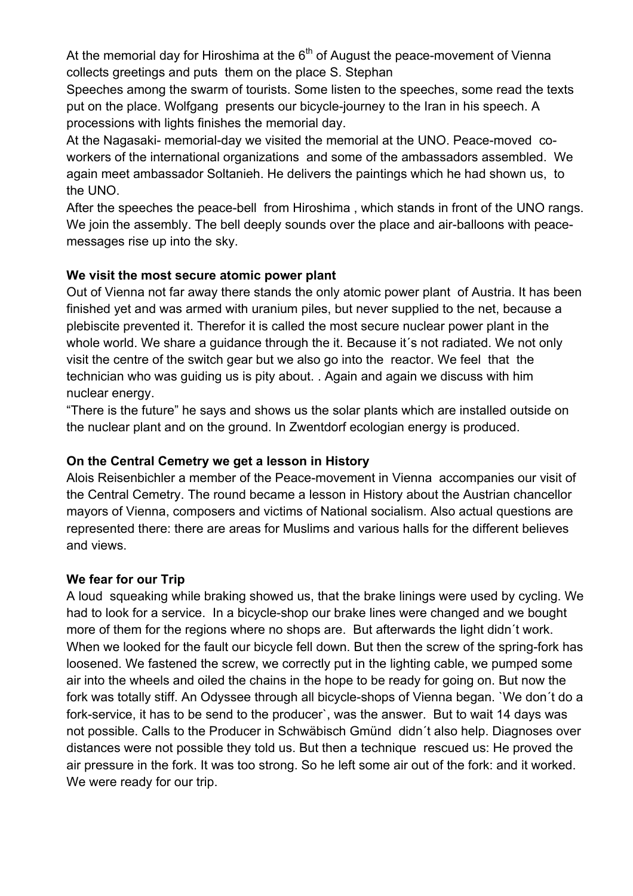At the memorial day for Hiroshima at the 6th of August the peace-movement of Vienna collects greetings and puts them on the place S. Stephan

Speeches among the swarm of tourists. Some listen to the speeches, some read the texts put on the place. Wolfgang presents our bicycle-journey to the Iran in his speech. A processions with lights finishes the memorial day.

At the Nagasaki- memorial-day we visited the memorial at the UNO. Peace-moved co-workers of the international organizations and some of the ambassadors assembled. We again meet ambassador Soltanieh. He delivers the paintings which he had shown us, to the UNO.

After the speeches the peace-bell from Hiroshima , which stands in front of the UNO rangs. We join the assembly. The bell deeply sounds over the place and air-balloons with peace-messages rise up into the sky.

**We visit the most secure atomic power plant**

Out of Vienna not far away there stands the only atomic power plant of Austria. It has been finished yet and was armed with uranium piles, but never supplied to the net, because a plebiscite prevented it. Therefor it is called the most secure nuclear power plant in the whole world. We share a guidance through the it. Because it´s not radiated. We not only visit the centre of the switch gear but we also go into the reactor. We feel that the technician who was guiding us is pity about. . Again and again we discuss with him nuclear energy.

“There is the future” he says and shows us the solar plants which are installed outside on the nuclear plant and on the ground. In Zwentdorf ecologian energy is produced.

**On the Central Cemetry we get a lesson in History**

Alois Reisenbichler a member of the Peace-movement in Vienna accompanies our visit of the Central Cemetry. The round became a lesson in History about the Austrian chancellor mayors of Vienna, composers and victims of National socialism. Also actual questions are represented there: there are areas for Muslims and various halls for the different believes and views.

**We fear for our Trip**

A loud squeaking while braking showed us, that the brake linings were used by cycling. We had to look for a service. In a bicycle-shop our brake lines were changed and we bought more of them for the regions where no shops are. But afterwards the light didn´t work. When we looked for the fault our bicycle fell down. But then the screw of the spring-fork has loosened. We fastened the screw, we correctly put in the lighting cable, we pumped some air into the wheels and oiled the chains in the hope to be ready for going on. But now the fork was totally stiff. An Odyssee through all bicycle-shops of Vienna began. `We don´t do a fork-service, it has to be send to the producer`, was the answer. But to wait 14 days was not possible. Calls to the Producer in Schwäbisch Gmünd didn´t also help. Diagnoses over distances were not possible they told us. But then a technique rescued us: He proved the air pressure in the fork. It was too strong. So he left some air out of the fork: and it worked. We were ready for our trip.